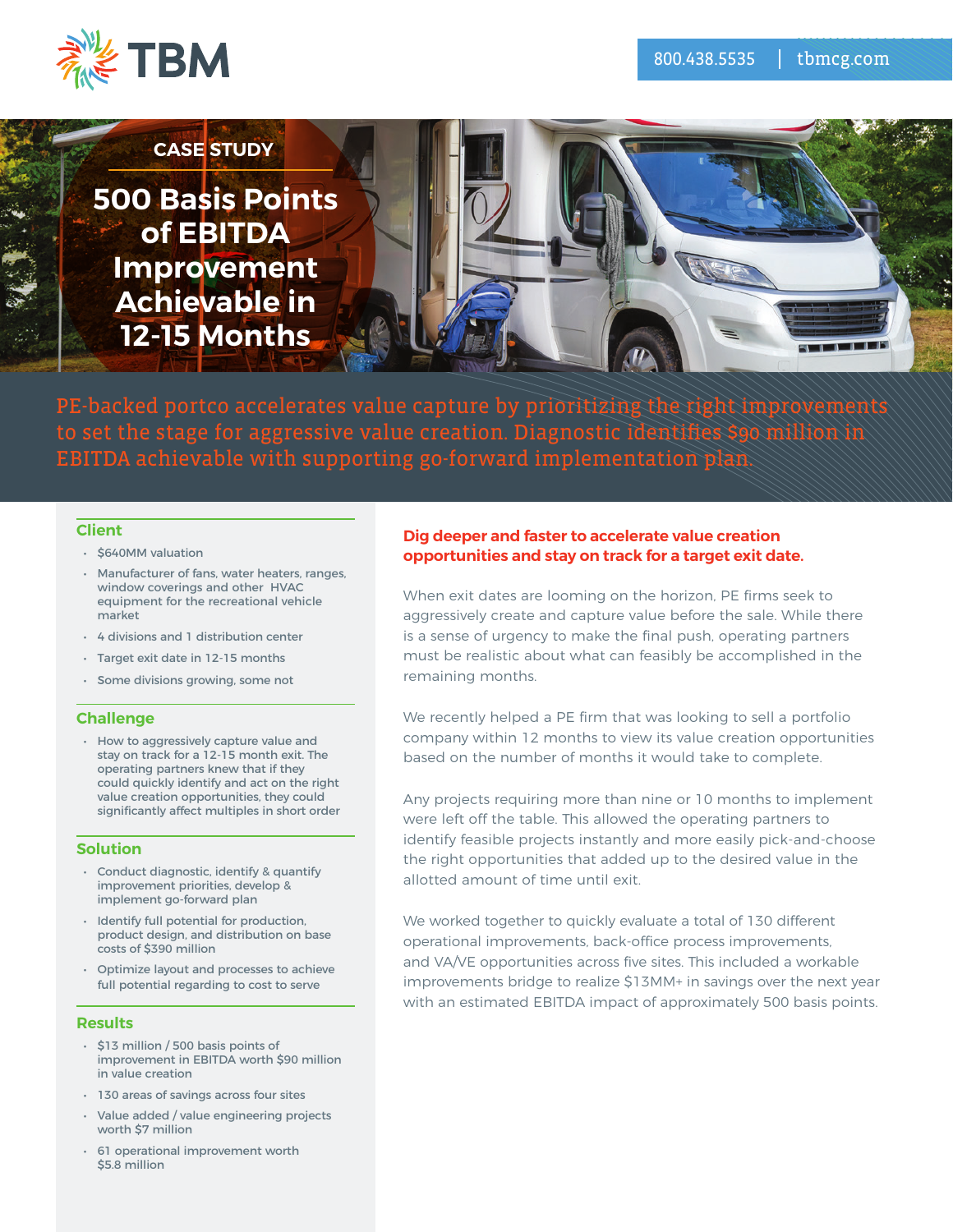TBM

800.438.5535 | tbmcg.com

CASE STUDY

# 500 Basis Points of EBITDA Improvement Achievable in 12-15 Months

PE-backed portco accelerates value capture by prioritizing the right improvements to set the stage for aggressive value creation. Diagnostic identifies $90 million in EBITDA achievable with supporting go-forward implementation plan.

## Client

- $640MM valuation
- Manufacturer of fans, water heaters, ranges, window coverings and other HVAC equipment for the recreational vehicle market
- 4 divisions and 1 distribution center
- Target exit date in 12-15 months
- Some divisions growing, some not

## Challenge

- How to aggressively capture value and stay on track for a 12-15 month exit. The operating partners knew that if they could quickly identify and act on the right value creation opportunities, they could significantly affect multiples in short order

## Solution

- Conduct diagnostic, identify & quantify improvement priorities, develop & implement go-forward plan
- Identify full potential for production, product design, and distribution on base costs of $390 million
- Optimize layout and processes to achieve full potential regarding to cost to serve

## Results

- $13 million / 500 basis points of improvement in EBITDA worth $90 million in value creation
- 130 areas of savings across four sites
- Value added / value engineering projects worth $7 million
- 61 operational improvement worth $5.8 million

**Dig deeper and faster to accelerate value creation opportunities and stay on track for a target exit date.**

When exit dates are looming on the horizon, PE firms seek to aggressively create and capture value before the sale. While there is a sense of urgency to make the final push, operating partners must be realistic about what can feasibly be accomplished in the remaining months.

We recently helped a PE firm that was looking to sell a portfolio company within 12 months to view its value creation opportunities based on the number of months it would take to complete.

Any projects requiring more than nine or 10 months to implement were left off the table. This allowed the operating partners to identify feasible projects instantly and more easily pick-and-choose the right opportunities that added up to the desired value in the allotted amount of time until exit.

We worked together to quickly evaluate a total of 130 different operational improvements, back-office process improvements, and VA/VE opportunities across five sites. This included a workable improvements bridge to realize $13MM+ in savings over the next year with an estimated EBITDA impact of approximately 500 basis points.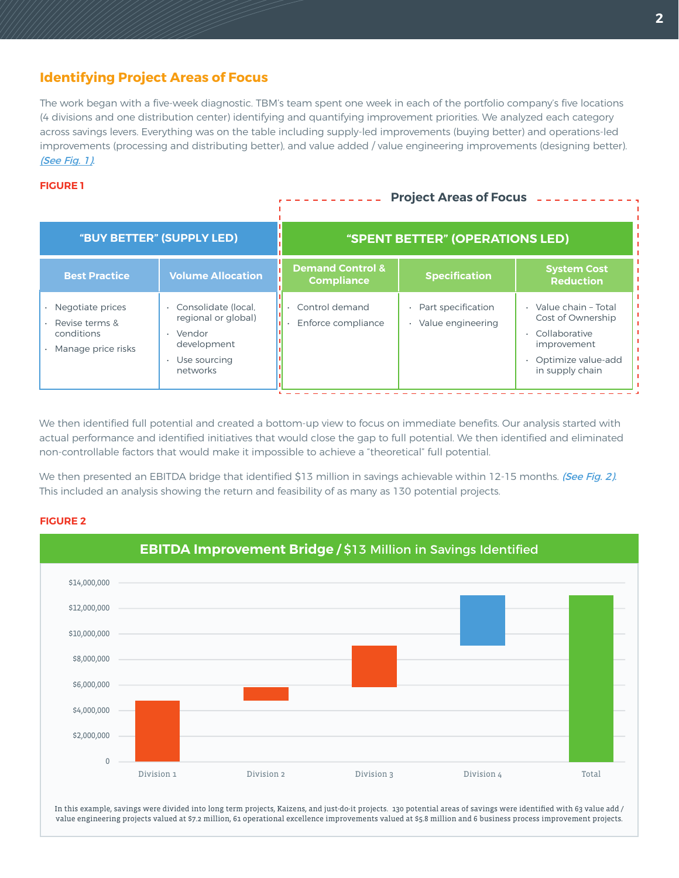## Identifying Project Areas of Focus

The work began with a five-week diagnostic. TBM's team spent one week in each of the portfolio company's five locations (4 divisions and one distribution center) identifying and quantifying improvement priorities. We analyzed each category across savings levers. Everything was on the table including supply-led improvements (buying better) and operations-led improvements (processing and distributing better), and value added / value engineering improvements (designing better). *(See Fig. 1)*.

**FIGURE 1**

**Project Areas of Focus** (Spent Better columns)

| "BUY BETTER" (SUPPLY LED) | | "SPENT BETTER" (OPERATIONS LED) | | |
|---|---|---|---|---|
| **Best Practice** | **Volume Allocation** | **Demand Control & Compliance** | **Specification** | **System Cost Reduction** |
| • Negotiate prices<br>• Revise terms & conditions<br>• Manage price risks | • Consolidate (local, regional or global)<br>• Vendor development<br>• Use sourcing networks | • Control demand<br>• Enforce compliance | • Part specification<br>• Value engineering | • Value chain – Total Cost of Ownership<br>• Collaborative improvement<br>• Optimize value-add in supply chain |

We then identified full potential and created a bottom-up view to focus on immediate benefits. Our analysis started with actual performance and identified initiatives that would close the gap to full potential. We then identified and eliminated non-controllable factors that would make it impossible to achieve a "theoretical" full potential.

We then presented an EBITDA bridge that identified $13 million in savings achievable within 12-15 months. *(See Fig. 2)*. This included an analysis showing the return and feasibility of as many as 130 potential projects.

**FIGURE 2**

**EBITDA Improvement Bridge / $13 Million in Savings Identified**

In this example, savings were divided into long term projects, Kaizens, and just-do-it projects. 130 potential areas of savings were identified with 63 value add / value engineering projects valued at $7.2 million, 61 operational excellence improvements valued at $5.8 million and 6 business process improvement projects.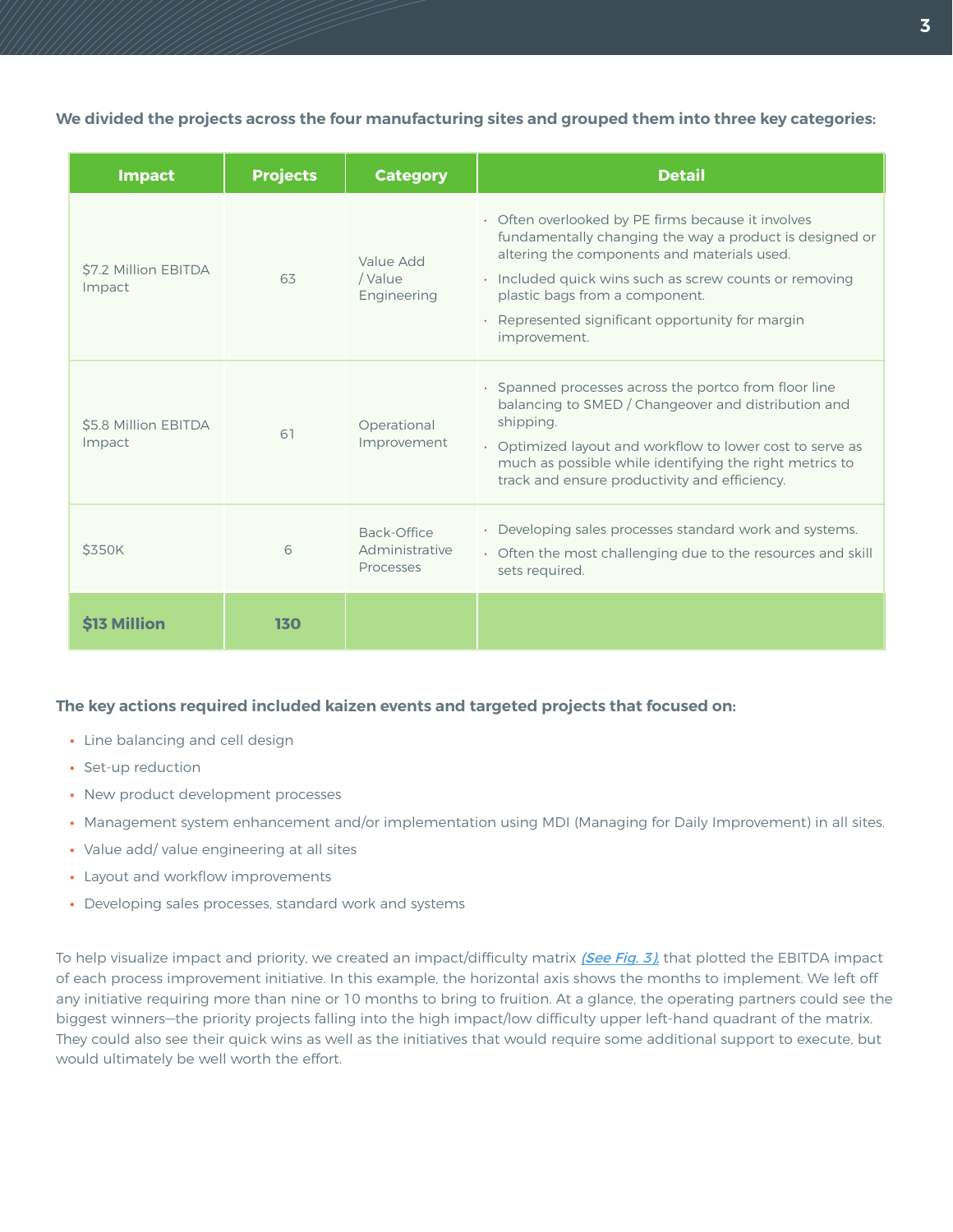**We divided the projects across the four manufacturing sites and grouped them into three key categories:**

| Impact | Projects | Category | Detail |
|---|---|---|---|
| $7.2 Million EBITDA Impact | 63 | Value Add / Value Engineering | · Often overlooked by PE firms because it involves fundamentally changing the way a product is designed or altering the components and materials used.<br>· Included quick wins such as screw counts or removing plastic bags from a component.<br>· Represented significant opportunity for margin improvement. |
| $5.8 Million EBITDA Impact | 61 | Operational Improvement | · Spanned processes across the portco from floor line balancing to SMED / Changeover and distribution and shipping.<br>· Optimized layout and workflow to lower cost to serve as much as possible while identifying the right metrics to track and ensure productivity and efficiency. |
| $350K | 6 | Back-Office Administrative Processes | · Developing sales processes standard work and systems.<br>· Often the most challenging due to the resources and skill sets required. |
| **$13 Million** | **130** | | |

**The key actions required included kaizen events and targeted projects that focused on:**

- Line balancing and cell design
- Set-up reduction
- New product development processes
- Management system enhancement and/or implementation using MDI (Managing for Daily Improvement) in all sites.
- Value add/ value engineering at all sites
- Layout and workflow improvements
- Developing sales processes, standard work and systems

To help visualize impact and priority, we created an impact/difficulty matrix *(See Fig. 3)*, that plotted the EBITDA impact of each process improvement initiative. In this example, the horizontal axis shows the months to implement. We left off any initiative requiring more than nine or 10 months to bring to fruition. At a glance, the operating partners could see the biggest winners—the priority projects falling into the high impact/low difficulty upper left-hand quadrant of the matrix. They could also see their quick wins as well as the initiatives that would require some additional support to execute, but would ultimately be well worth the effort.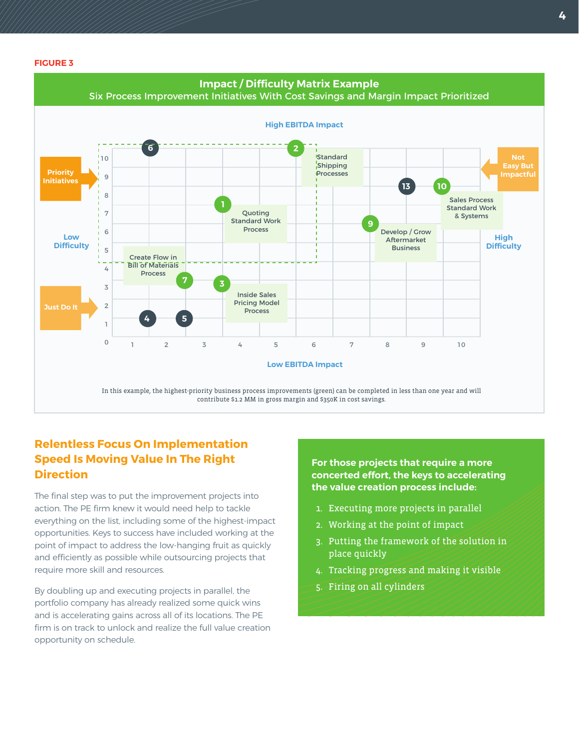**FIGURE 3**

## Impact / Difficulty Matrix Example

Six Process Improvement Initiatives With Cost Savings and Margin Impact Prioritized

High EBITDA Impact

Priority Initiatives

Not Easy But Impactful

Low Difficulty

High Difficulty

Just Do It

Low EBITDA Impact

- 1 — Quoting Standard Work Process
- 2 — Standard Shipping Processes
- 3 — Inside Sales Pricing Model Process
- 4
- 5
- 6
- 7 — Create Flow in Bill of Materials Process
- 9 — Develop / Grow Aftermarket Business
- 10 — Sales Process Standard Work & Systems
- 13

In this example, the highest-priority business process improvements (green) can be completed in less than one year and will contribute $1.2 MM in gross margin and $350K in cost savings.

## Relentless Focus On Implementation Speed Is Moving Value In The Right Direction

The final step was to put the improvement projects into action. The PE firm knew it would need help to tackle everything on the list, including some of the highest-impact opportunities. Keys to success have included working at the point of impact to address the low-hanging fruit as quickly and efficiently as possible while outsourcing projects that require more skill and resources.

By doubling up and executing projects in parallel, the portfolio company has already realized some quick wins and is accelerating gains across all of its locations. The PE firm is on track to unlock and realize the full value creation opportunity on schedule.

**For those projects that require a more concerted effort, the keys to accelerating the value creation process include:**

1. Executing more projects in parallel
2. Working at the point of impact
3. Putting the framework of the solution in place quickly
4. Tracking progress and making it visible
5. Firing on all cylinders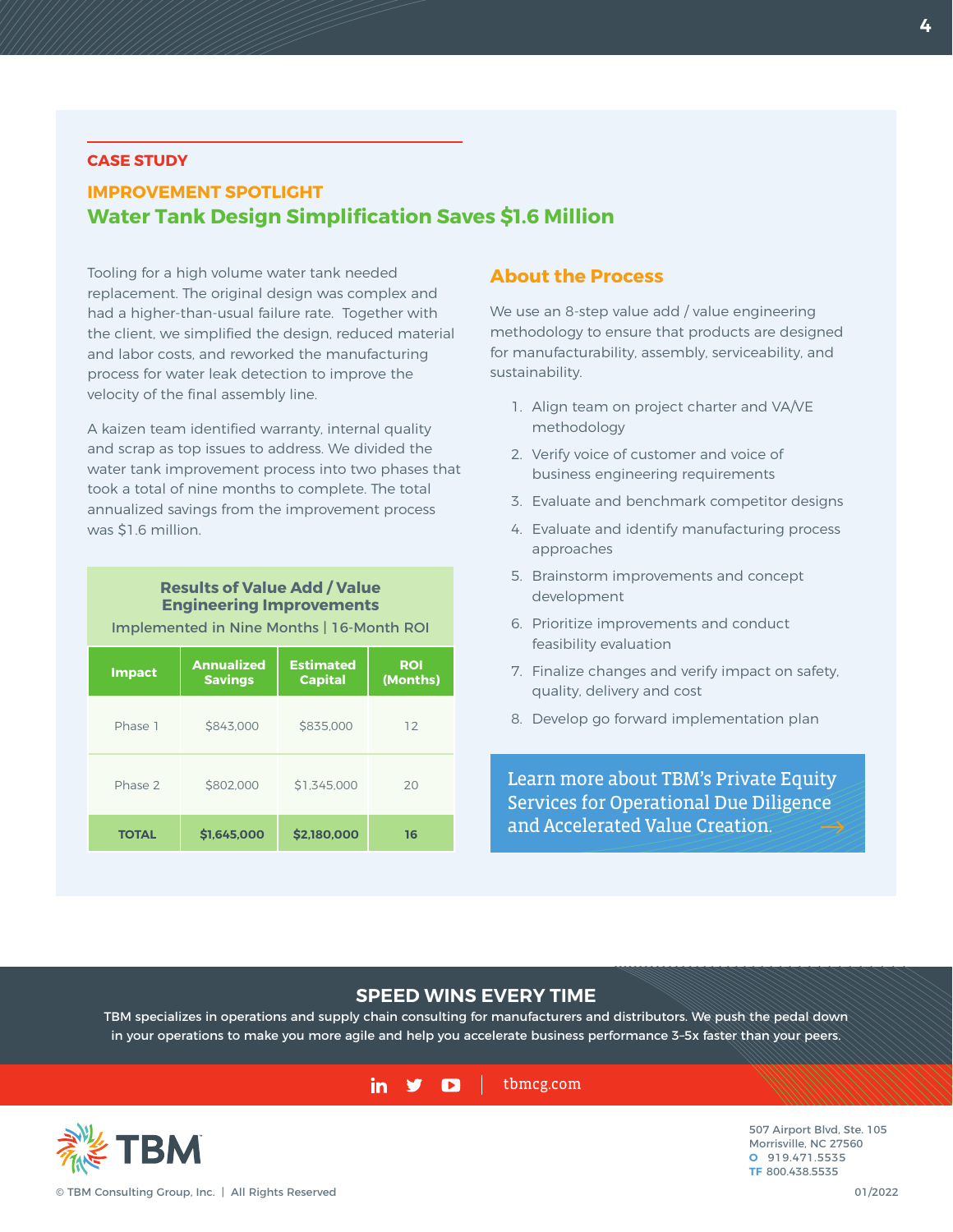CASE STUDY

IMPROVEMENT SPOTLIGHT

## Water Tank Design Simplification Saves $1.6 Million

Tooling for a high volume water tank needed replacement. The original design was complex and had a higher-than-usual failure rate. Together with the client, we simplified the design, reduced material and labor costs, and reworked the manufacturing process for water leak detection to improve the velocity of the final assembly line.

A kaizen team identified warranty, internal quality and scrap as top issues to address. We divided the water tank improvement process into two phases that took a total of nine months to complete. The total annualized savings from the improvement process was $1.6 million.

**Results of Value Add / Value Engineering Improvements**

Implemented in Nine Months | 16-Month ROI

| Impact | Annualized Savings | Estimated Capital | ROI (Months) |
|---|---|---|---|
| Phase 1 | $843,000 | $835,000 | 12 |
| Phase 2 | $802,000 | $1,345,000 | 20 |
| **TOTAL** | **$1,645,000** | **$2,180,000** | **16** |

### About the Process

We use an 8-step value add / value engineering methodology to ensure that products are designed for manufacturability, assembly, serviceability, and sustainability.

1. Align team on project charter and VA/VE methodology
2. Verify voice of customer and voice of business engineering requirements
3. Evaluate and benchmark competitor designs
4. Evaluate and identify manufacturing process approaches
5. Brainstorm improvements and concept development
6. Prioritize improvements and conduct feasibility evaluation
7. Finalize changes and verify impact on safety, quality, delivery and cost
8. Develop go forward implementation plan

Learn more about TBM's Private Equity Services for Operational Due Diligence and Accelerated Value Creation. →

## SPEED WINS EVERY TIME

TBM specializes in operations and supply chain consulting for manufacturers and distributors. We push the pedal down in your operations to make you more agile and help you accelerate business performance 3-5x faster than your peers.

tbmcg.com

TBM

507 Airport Blvd, Ste. 105
Morrisville, NC 27560
O 919.471.5535
TF 800.438.5535

© TBM Consulting Group, Inc. | All Rights Reserved

01/2022